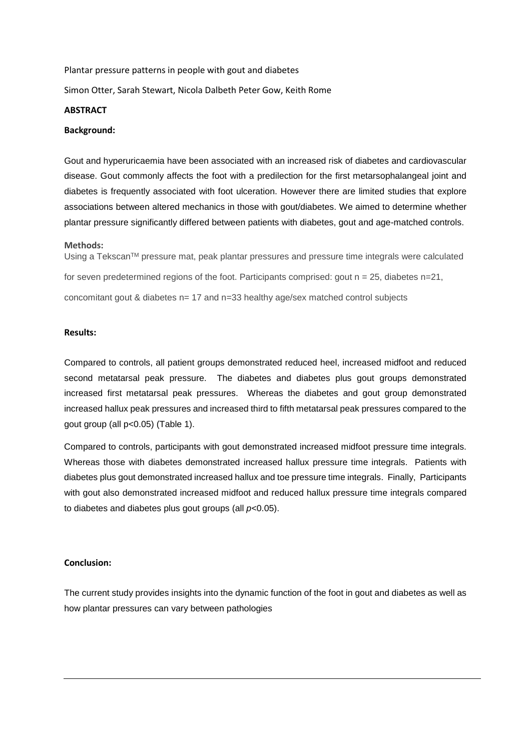Plantar pressure patterns in people with gout and diabetes

Simon Otter, Sarah Stewart, Nicola Dalbeth Peter Gow, Keith Rome

**ABSTRACT**

**Background:**

Gout and hyperuricaemia have been associated with an increased risk of diabetes and cardiovascular disease. Gout commonly affects the foot with a predilection for the first metarsophalangeal joint and diabetes is frequently associated with foot ulceration. However there are limited studies that explore associations between altered mechanics in those with gout/diabetes. We aimed to determine whether plantar pressure significantly differed between patients with diabetes, gout and age-matched controls.

**Methods:**

Using a Tekscan[TM] pressure mat, peak plantar pressures and pressure time integrals were calculated for seven predetermined regions of the foot. Participants comprised: gout n = 25, diabetes n=21, concomitant gout & diabetes n= 17 and n=33 healthy age/sex matched control subjects

**Results:**

Compared to controls, all patient groups demonstrated reduced heel, increased midfoot and reduced second metatarsal peak pressure. The diabetes and diabetes plus gout groups demonstrated increased first metatarsal peak pressures. Whereas the diabetes and gout group demonstrated increased hallux peak pressures and increased third to fifth metatarsal peak pressures compared to the gout group (all $p<0.05$) (Table 1).

Compared to controls, participants with gout demonstrated increased midfoot pressure time integrals. Whereas those with diabetes demonstrated increased hallux pressure time integrals. Patients with diabetes plus gout demonstrated increased hallux and toe pressure time integrals. Finally, Participants with gout also demonstrated increased midfoot and reduced hallux pressure time integrals compared to diabetes and diabetes plus gout groups (all $p<0.05$).

**Conclusion:**

The current study provides insights into the dynamic function of the foot in gout and diabetes as well as how plantar pressures can vary between pathologies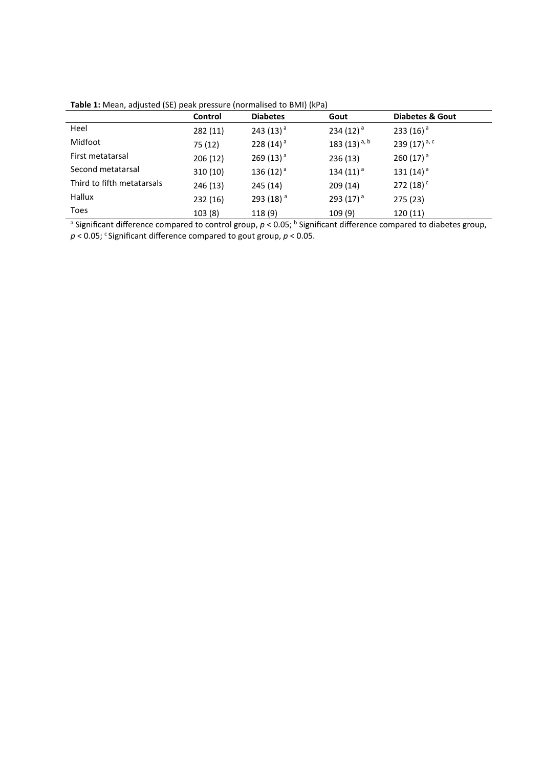**Table 1:** Mean, adjusted (SE) peak pressure (normalised to BMI) (kPa)

| | Control | Diabetes | Gout | Diabetes & Gout |
|---|---|---|---|---|
| Heel | 282 (11) | 243 (13) [a] | 234 (12) [a] | 233 (16) [a] |
| Midfoot | 75 (12) | 228 (14) [a] | 183 (13) [a, b] | 239 (17) [a, c] |
| First metatarsal | 206 (12) | 269 (13) [a] | 236 (13) | 260 (17) [a] |
| Second metatarsal | 310 (10) | 136 (12) [a] | 134 (11) [a] | 131 (14) [a] |
| Third to fifth metatarsals | 246 (13) | 245 (14) | 209 (14) | 272 (18) [c] |
| Hallux | 232 (16) | 293 (18) [a] | 293 (17) [a] | 275 (23) |
| Toes | 103 (8) | 118 (9) | 109 (9) | 120 (11) |

[a] Significant difference compared to control group, $p < 0.05$; [b] Significant difference compared to diabetes group, $p < 0.05$; [c] Significant difference compared to gout group, $p < 0.05$.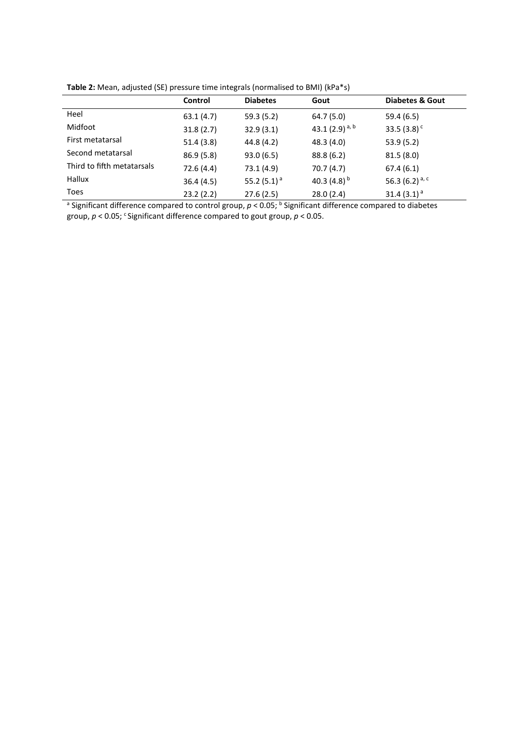**Table 2:** Mean, adjusted (SE) pressure time integrals (normalised to BMI) (kPa*s)

| | Control | Diabetes | Gout | Diabetes & Gout |
|---|---|---|---|---|
| Heel | 63.1 (4.7) | 59.3 (5.2) | 64.7 (5.0) | 59.4 (6.5) |
| Midfoot | 31.8 (2.7) | 32.9 (3.1) | 43.1 (2.9) [a, b] | 33.5 (3.8) [c] |
| First metatarsal | 51.4 (3.8) | 44.8 (4.2) | 48.3 (4.0) | 53.9 (5.2) |
| Second metatarsal | 86.9 (5.8) | 93.0 (6.5) | 88.8 (6.2) | 81.5 (8.0) |
| Third to fifth metatarsals | 72.6 (4.4) | 73.1 (4.9) | 70.7 (4.7) | 67.4 (6.1) |
| Hallux | 36.4 (4.5) | 55.2 (5.1) [a] | 40.3 (4.8) [b] | 56.3 (6.2) [a, c] |
| Toes | 23.2 (2.2) | 27.6 (2.5) | 28.0 (2.4) | 31.4 (3.1) [a] |

[a] Significant difference compared to control group, $p < 0.05$; [b] Significant difference compared to diabetes group, $p < 0.05$; [c] Significant difference compared to gout group, $p < 0.05$.